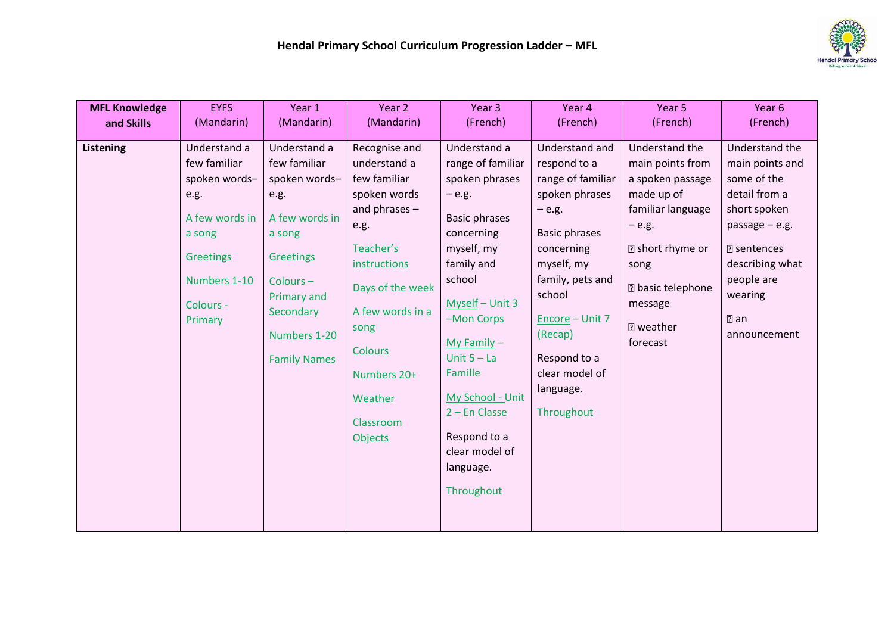# Hendal Primary School Curriculum Progression Ladder – MFL

| MFL Knowledge and Skills | EYFS (Mandarin) | Year 1 (Mandarin) | Year 2 (Mandarin) | Year 3 (French) | Year 4 (French) | Year 5 (French) | Year 6 (French) |
|---|---|---|---|---|---|---|---|
| **Listening** | Understand a few familiar spoken words– e.g.<br><br>A few words in a song<br><br>Greetings<br><br>Numbers 1-10<br><br>Colours - Primary | Understand a few familiar spoken words– e.g.<br><br>A few words in a song<br><br>Greetings<br><br>Colours – Primary and Secondary<br><br>Numbers 1-20<br><br>Family Names | Recognise and understand a few familiar spoken words and phrases – e.g.<br><br>Teacher's instructions<br><br>Days of the week<br><br>A few words in a song<br><br>Colours<br><br>Numbers 20+<br><br>Weather<br><br>Classroom Objects | Understand a range of familiar spoken phrases – e.g.<br><br>Basic phrases concerning myself, my family and school<br><br>Myself – Unit 3 –Mon Corps<br><br>My Family – Unit 5 – La Famille<br><br>My School - Unit 2 – En Classe<br><br>Respond to a clear model of language.<br><br>Throughout | Understand and respond to a range of familiar spoken phrases – e.g.<br><br>Basic phrases concerning myself, my family, pets and school<br><br>Encore – Unit 7 (Recap)<br><br>Respond to a clear model of language.<br><br>Throughout | Understand the main points from a spoken passage made up of familiar language – e.g.<br><br>short rhyme or song<br><br>basic telephone message<br><br>weather forecast | Understand the main points and some of the detail from a short spoken passage – e.g.<br><br>sentences describing what people are wearing<br><br>an announcement |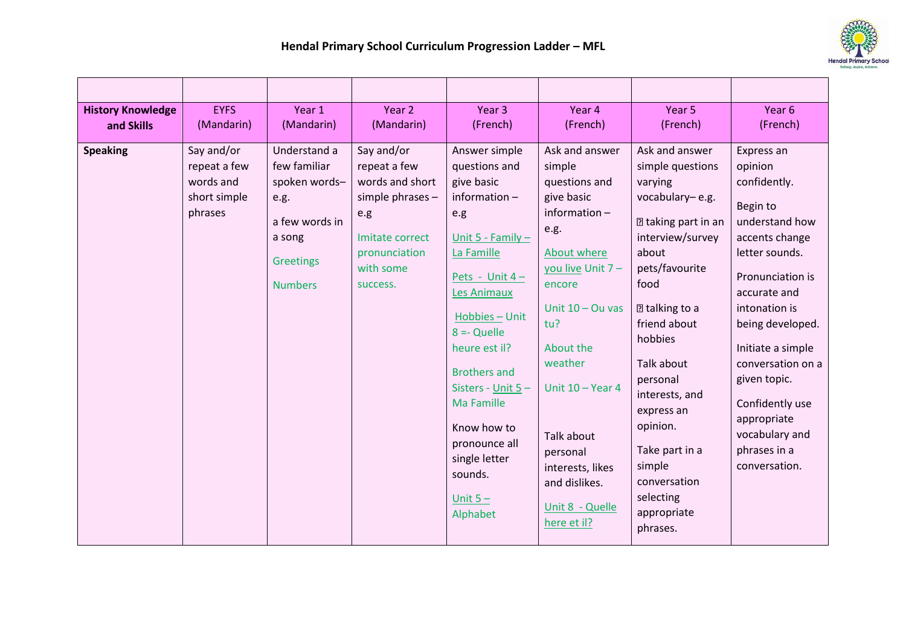# Hendal Primary School Curriculum Progression Ladder – MFL

| | | | | | | | |
|---|---|---|---|---|---|---|---|
| **History Knowledge and Skills** | EYFS (Mandarin) | Year 1 (Mandarin) | Year 2 (Mandarin) | Year 3 (French) | Year 4 (French) | Year 5 (French) | Year 6 (French) |
| **Speaking** | Say and/or repeat a few words and short simple phrases | Understand a few familiar spoken words– e.g.<br><br>a few words in a song<br><br>Greetings<br><br>Numbers | Say and/or repeat a few words and short simple phrases – e.g<br><br>Imitate correct pronunciation with some success. | Answer simple questions and give basic information – e.g<br><br>Unit 5 - Family – La Famille<br><br>Pets - Unit 4 – Les Animaux<br><br>Hobbies – Unit 8 =- Quelle heure est il?<br><br>Brothers and Sisters - Unit 5 – Ma Famille<br><br>Know how to pronounce all single letter sounds.<br><br>Unit 5 – Alphabet | Ask and answer simple questions and give basic information – e.g.<br><br>About where you live Unit 7 – encore<br><br>Unit 10 – Ou vas tu?<br><br>About the weather<br><br>Unit 10 – Year 4<br><br>Talk about personal interests, likes and dislikes.<br><br>Unit 8 - Quelle here et il? | Ask and answer simple questions varying vocabulary– e.g.<br><br> taking part in an interview/survey about pets/favourite food<br><br> talking to a friend about hobbies<br><br>Talk about personal interests, and express an opinion.<br><br>Take part in a simple conversation selecting appropriate phrases. | Express an opinion confidently.<br><br>Begin to understand how accents change letter sounds.<br><br>Pronunciation is accurate and intonation is being developed.<br><br>Initiate a simple conversation on a given topic.<br><br>Confidently use appropriate vocabulary and phrases in a conversation. |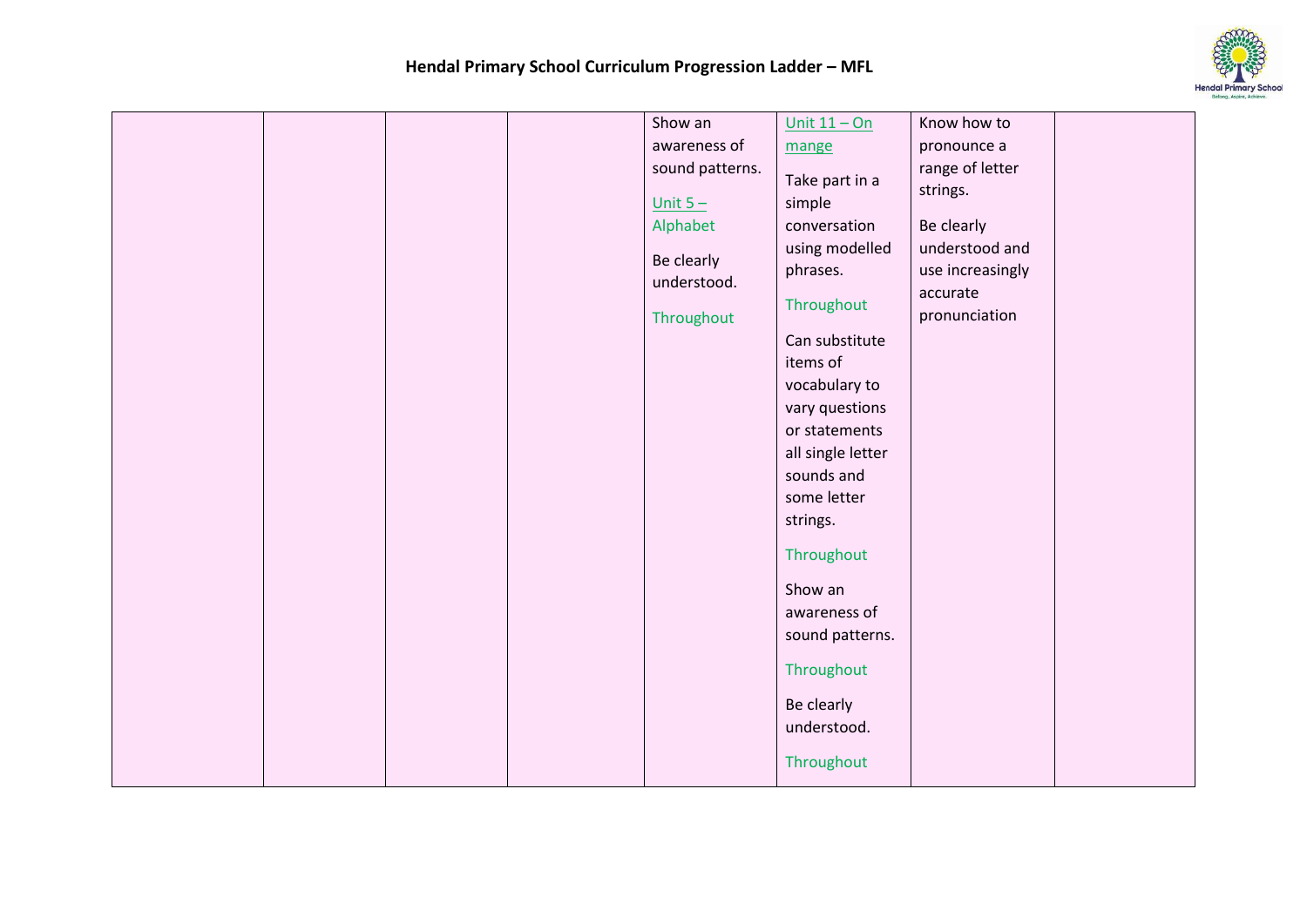| | | | | | | | |
|---|---|---|---|---|---|---|---|
| | | | | Show an awareness of sound patterns.<br><br>Unit 5 – Alphabet<br><br>Be clearly understood.<br><br>Throughout | Unit 11 – On mange<br><br>Take part in a simple conversation using modelled phrases.<br><br>Throughout<br><br>Can substitute items of vocabulary to vary questions or statements all single letter sounds and some letter strings.<br><br>Throughout<br><br>Show an awareness of sound patterns.<br><br>Throughout<br><br>Be clearly understood.<br><br>Throughout | Know how to pronounce a range of letter strings.<br><br>Be clearly understood and use increasingly accurate pronunciation | |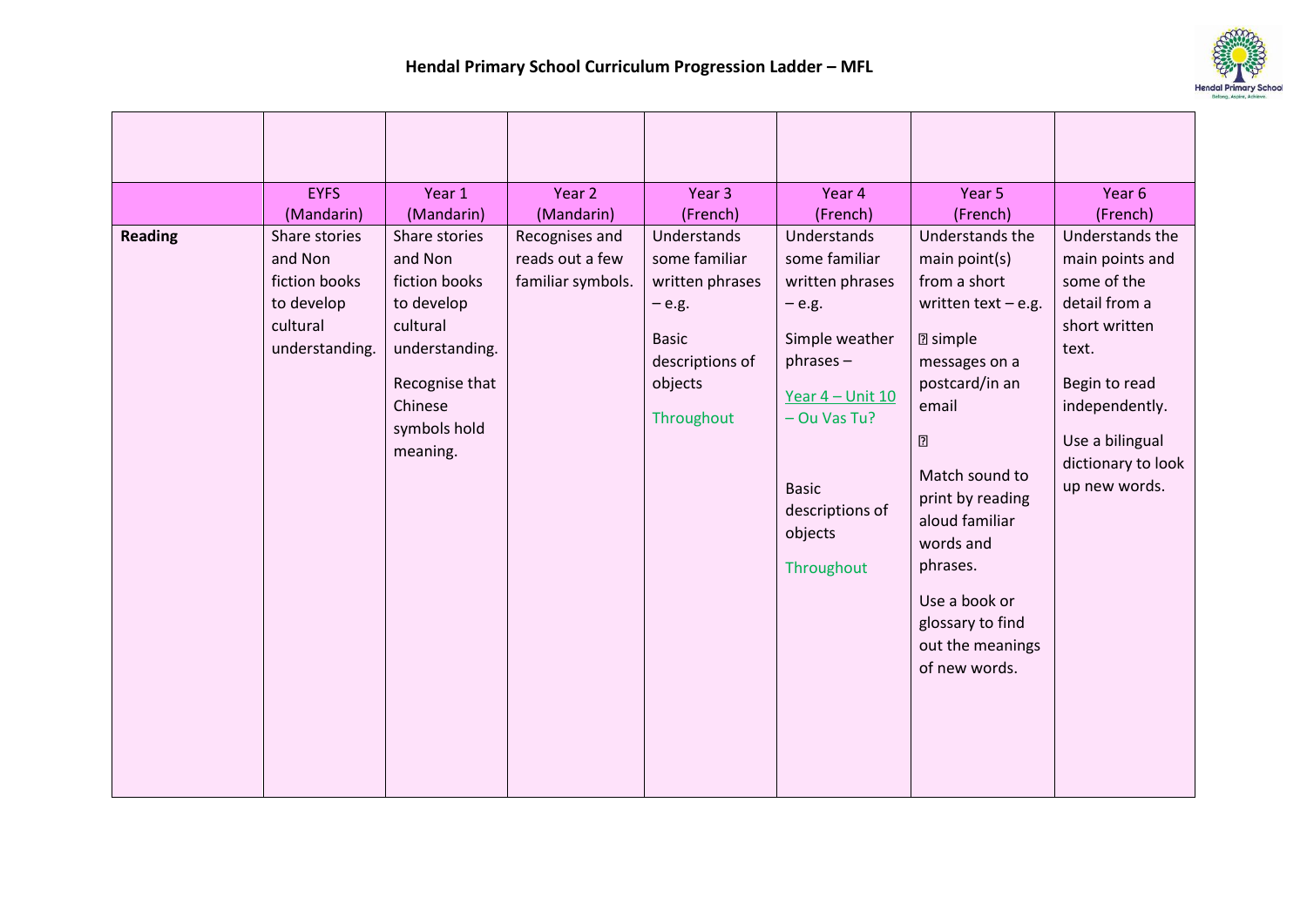# Hendal Primary School Curriculum Progression Ladder – MFL

| | EYFS (Mandarin) | Year 1 (Mandarin) | Year 2 (Mandarin) | Year 3 (French) | Year 4 (French) | Year 5 (French) | Year 6 (French) |
|---|---|---|---|---|---|---|---|
| **Reading** | Share stories and Non fiction books to develop cultural understanding. | Share stories and Non fiction books to develop cultural understanding.<br><br>Recognise that Chinese symbols hold meaning. | Recognises and reads out a few familiar symbols. | Understands some familiar written phrases – e.g.<br><br>Basic descriptions of objects<br><br>Throughout | Understands some familiar written phrases – e.g.<br><br>Simple weather phrases –<br><br>Year 4 – Unit 10 – Ou Vas Tu?<br><br>Basic descriptions of objects<br><br>Throughout | Understands the main point(s) from a short written text – e.g.<br><br> simple messages on a postcard/in an email<br><br><br><br>Match sound to print by reading aloud familiar words and phrases.<br><br>Use a book or glossary to find out the meanings of new words. | Understands the main points and some of the detail from a short written text.<br><br>Begin to read independently.<br><br>Use a bilingual dictionary to look up new words. |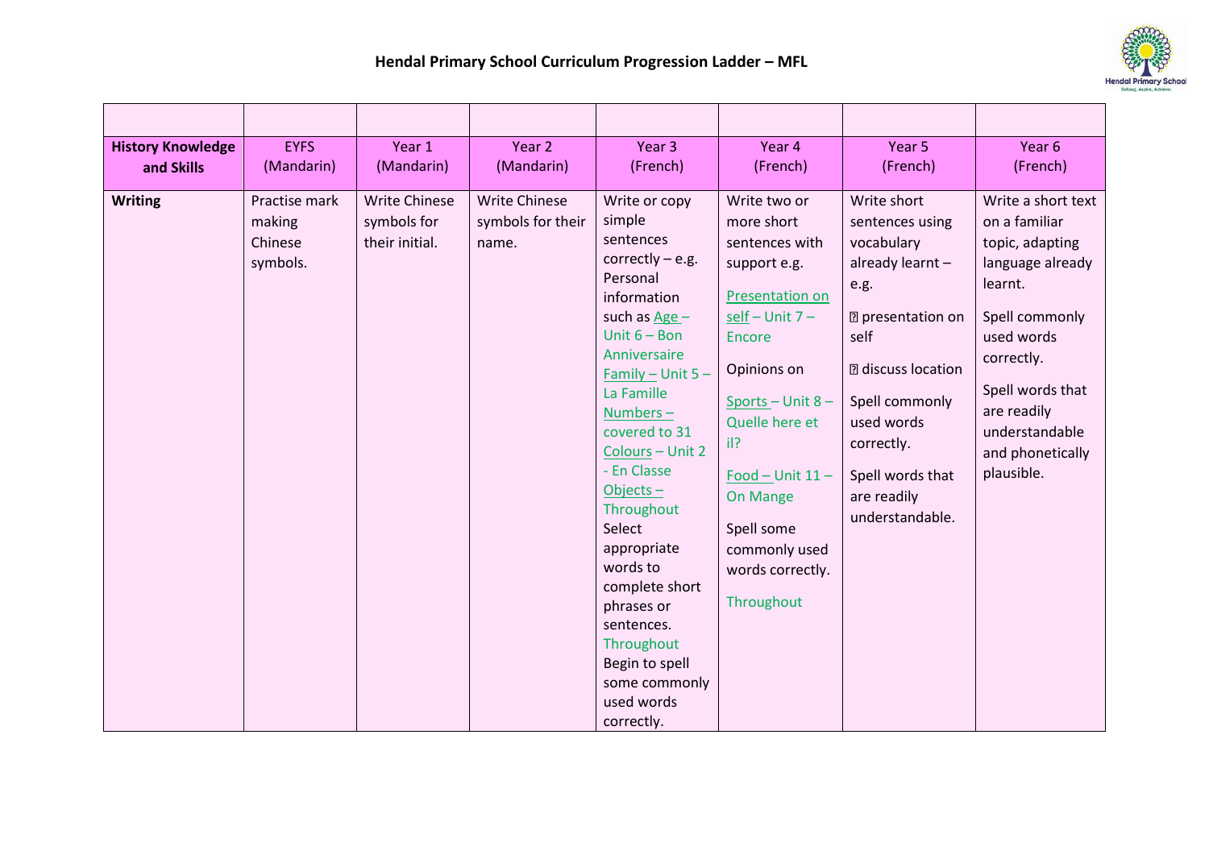# Hendal Primary School Curriculum Progression Ladder – MFL

| | | | | | | | |
|---|---|---|---|---|---|---|---|
| **History Knowledge and Skills** | EYFS (Mandarin) | Year 1 (Mandarin) | Year 2 (Mandarin) | Year 3 (French) | Year 4 (French) | Year 5 (French) | Year 6 (French) |
| **Writing** | Practise mark making Chinese symbols. | Write Chinese symbols for their initial. | Write Chinese symbols for their name. | Write or copy simple sentences correctly – e.g. Personal information such as Age – Unit 6 – Bon Anniversaire Family – Unit 5 – La Famille Numbers – covered to 31 Colours – Unit 2 - En Classe Objects – Throughout Select appropriate words to complete short phrases or sentences. Throughout Begin to spell some commonly used words correctly. | Write two or more short sentences with support e.g. Presentation on self – Unit 7 – Encore Opinions on Sports – Unit 8 – Quelle here et il? Food – Unit 11 – On Mange Spell some commonly used words correctly. Throughout | Write short sentences using vocabulary already learnt – e.g. presentation on self discuss location Spell commonly used words correctly. Spell words that are readily understandable. | Write a short text on a familiar topic, adapting language already learnt. Spell commonly used words correctly. Spell words that are readily understandable and phonetically plausible. |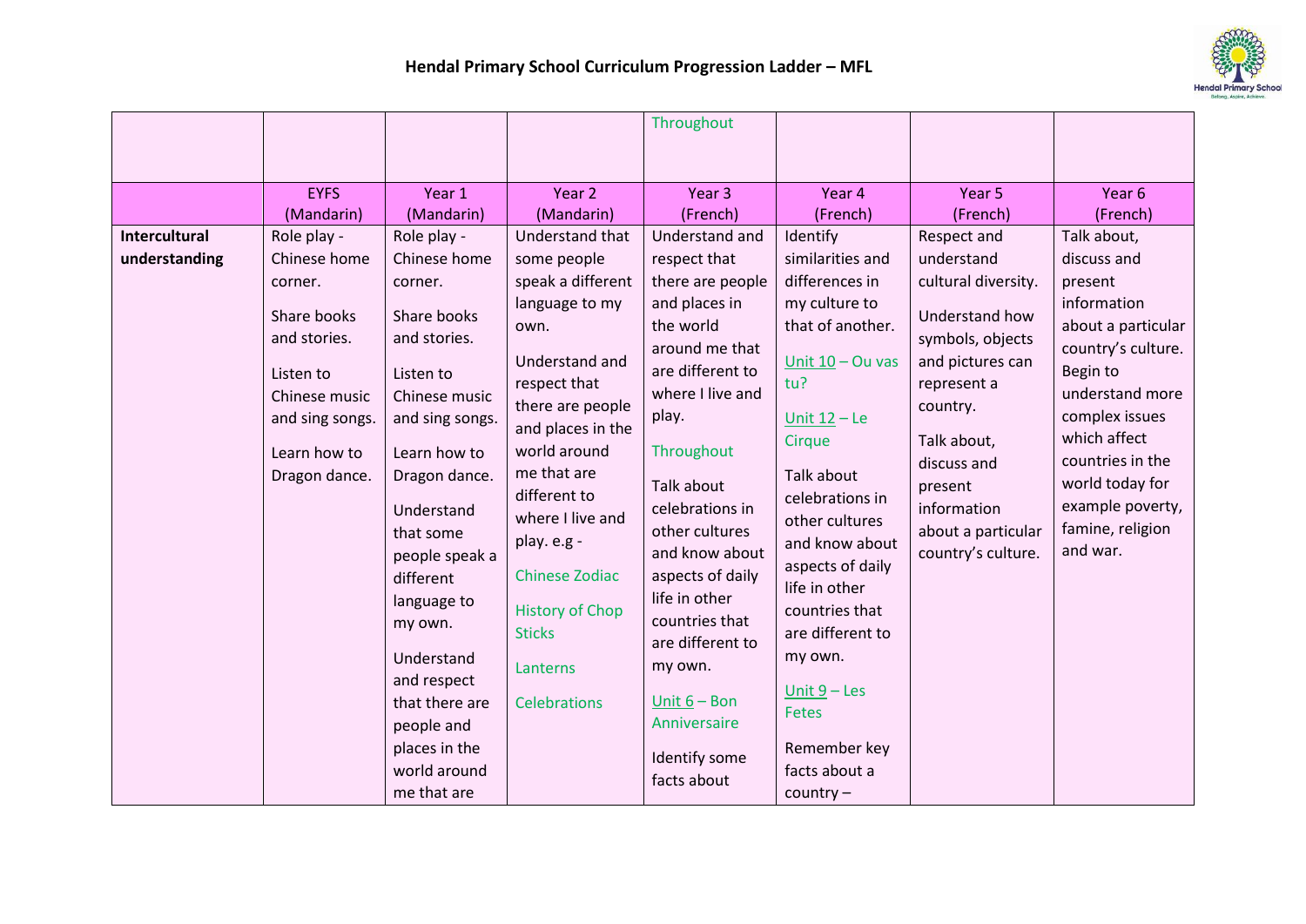# Hendal Primary School Curriculum Progression Ladder – MFL

| | | | | Throughout | | | |
|---|---|---|---|---|---|---|---|
| | EYFS (Mandarin) | Year 1 (Mandarin) | Year 2 (Mandarin) | Year 3 (French) | Year 4 (French) | Year 5 (French) | Year 6 (French) |
| **Intercultural understanding** | Role play - Chinese home corner.<br><br>Share books and stories.<br><br>Listen to Chinese music and sing songs.<br><br>Learn how to Dragon dance. | Role play - Chinese home corner.<br><br>Share books and stories.<br><br>Listen to Chinese music and sing songs.<br><br>Learn how to Dragon dance.<br><br>Understand that some people speak a different language to my own.<br><br>Understand and respect that there are people and places in the world around me that are | Understand that some people speak a different language to my own.<br><br>Understand and respect that there are people and places in the world around me that are different to where I live and play. e.g -<br><br>Chinese Zodiac<br><br>History of Chop Sticks<br><br>Lanterns<br><br>Celebrations | Understand and respect that there are people and places in the world around me that are different to where I live and play.<br><br>Throughout<br><br>Talk about celebrations in other cultures and know about aspects of daily life in other countries that are different to my own.<br><br>Unit 6 – Bon Anniversaire<br><br>Identify some facts about | Identify similarities and differences in my culture to that of another.<br><br>Unit 10 – Ou vas tu?<br><br>Unit 12 – Le Cirque<br><br>Talk about celebrations in other cultures and know about aspects of daily life in other countries that are different to my own.<br><br>Unit 9 – Les Fetes<br><br>Remember key facts about a country – | Respect and understand cultural diversity.<br><br>Understand how symbols, objects and pictures can represent a country.<br><br>Talk about, discuss and present information about a particular country's culture. | Talk about, discuss and present information about a particular country's culture. Begin to understand more complex issues which affect countries in the world today for example poverty, famine, religion and war. |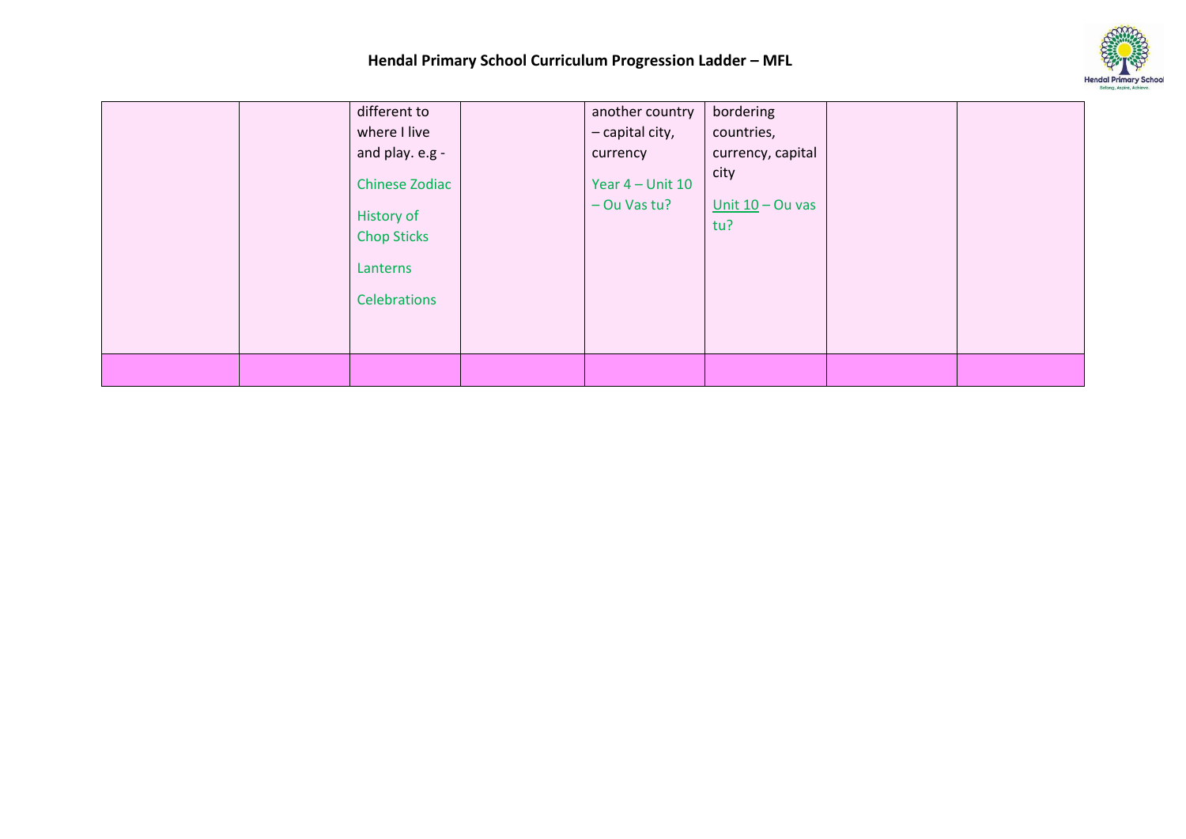| | | | | | | | |
|---|---|---|---|---|---|---|---|
| | | different to where I live and play. e.g - Chinese Zodiac History of Chop Sticks Lanterns Celebrations | | another country – capital city, currency Year 4 – Unit 10 – Ou Vas tu? | bordering countries, currency, capital city Unit 10 – Ou vas tu? | | |
| | | | | | | | |